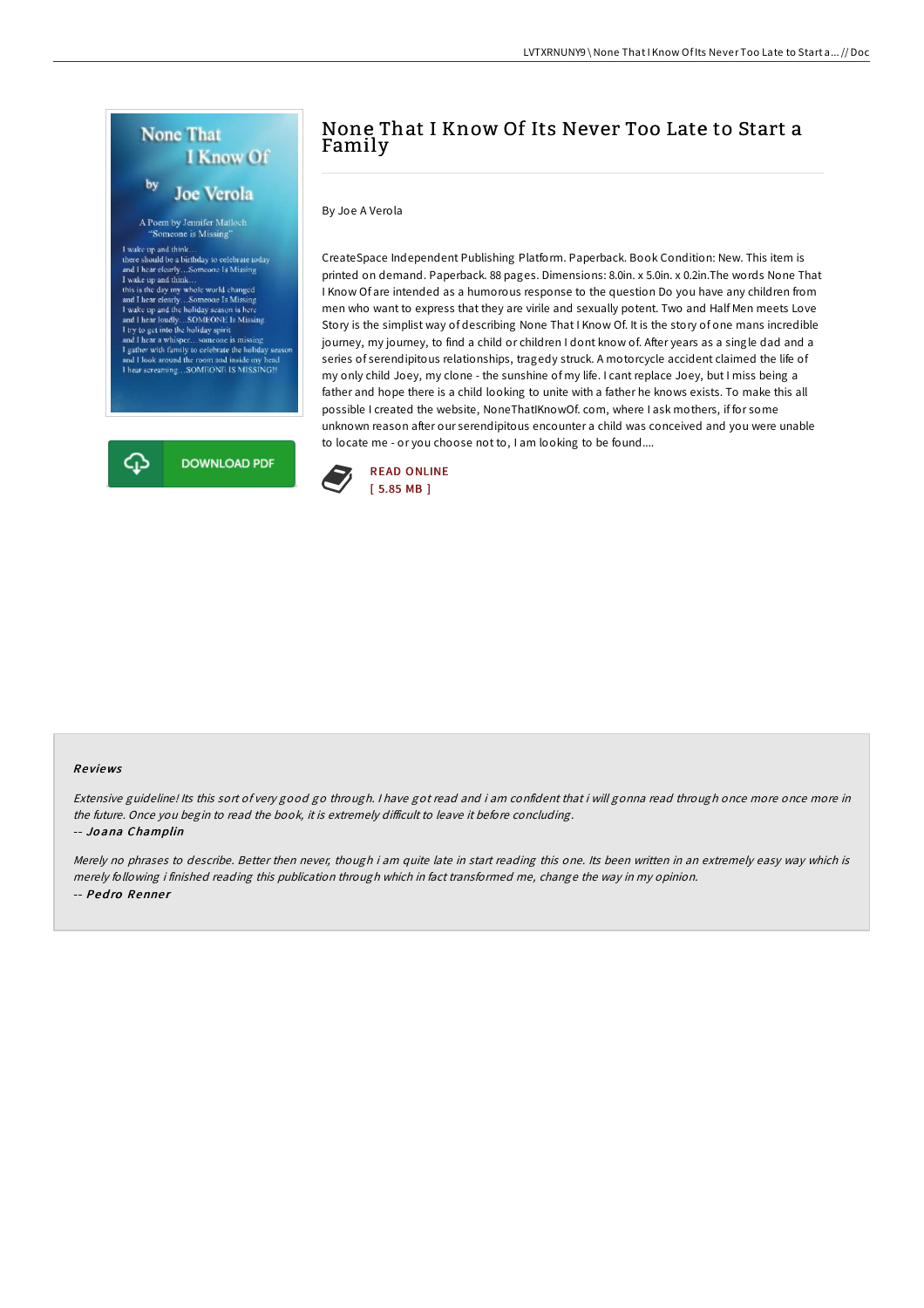# None That I Know Of Its Never Too Late to Start a Family

By Joe A Verola

CreateSpace Independent Publishing Platform. Paperback. Book Condition: New. This item is printed on demand. Paperback. 88 pages. Dimensions: 8.0in. x 5.0in. x 0.2in.The words None That I Know Of are intended as a humorous response to the question Do you have any children from men who want to express that they are virile and sexually potent. Two and Half Men meets Love Story is the simplist way of describing None That I Know Of. It is the story of one mans incredible journey, my journey, to find a child or children I dont know of. After years as a single dad and a series of serendipitous relationships, tragedy struck. A motorcycle accident claimed the life of my only child Joey, my clone - the sunshine of my life. I cant replace Joey, but I miss being a father and hope there is a child looking to unite with a father he knows exists. To make this all possible I created the website, NoneThatIKnowOf. com, where I ask mothers, if for some unknown reason after our serendipitous encounter a child was conceived and you were unable to locate me - or you choose not to, I am looking to be found....

READ ONLINE
[ 5.85 MB ]

### Reviews

*Extensive guideline! Its this sort of very good go through. I have got read and i am confident that i will gonna read through once more once more in the future. Once you begin to read the book, it is extremely difficult to leave it before concluding.*

-- *Joana Champlin*

*Merely no phrases to describe. Better then never, though i am quite late in start reading this one. Its been written in an extremely easy way which is merely following i finished reading this publication through which in fact transformed me, change the way in my opinion.*

-- *Pedro Renner*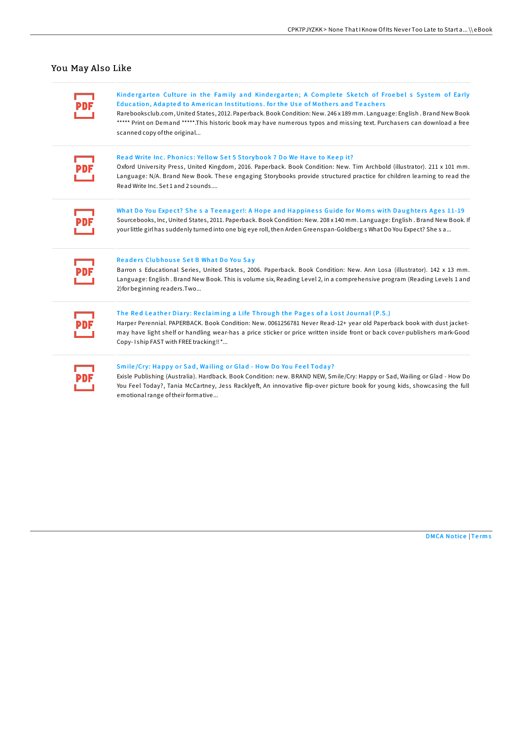## You May Also Like

**Kindergarten Culture in the Family and Kindergarten; A Complete Sketch of Froebel s System of Early Education, Adapted to American Institutions. for the Use of Mothers and Teachers**

Rarebooksclub.com, United States, 2012. Paperback. Book Condition: New. 246 x 189 mm. Language: English . Brand New Book ***** Print on Demand *****.This historic book may have numerous typos and missing text. Purchasers can download a free scanned copy of the original...

**Read Write Inc. Phonics: Yellow Set 5 Storybook 7 Do We Have to Keep it?**

Oxford University Press, United Kingdom, 2016. Paperback. Book Condition: New. Tim Archbold (illustrator). 211 x 101 mm. Language: N/A. Brand New Book. These engaging Storybooks provide structured practice for children learning to read the Read Write Inc. Set 1 and 2 sounds....

**What Do You Expect? She s a Teenager!: A Hope and Happiness Guide for Moms with Daughters Ages 11-19**

Sourcebooks, Inc, United States, 2011. Paperback. Book Condition: New. 208 x 140 mm. Language: English . Brand New Book. If your little girl has suddenly turned into one big eye roll, then Arden Greenspan-Goldberg s What Do You Expect? She s a...

**Readers Clubhouse Set B What Do You Say**

Barron s Educational Series, United States, 2006. Paperback. Book Condition: New. Ann Losa (illustrator). 142 x 13 mm. Language: English . Brand New Book. This is volume six, Reading Level 2, in a comprehensive program (Reading Levels 1 and 2) for beginning readers.Two...

**The Red Leather Diary: Reclaiming a Life Through the Pages of a Lost Journal (P.S.)**

Harper Perennial. PAPERBACK. Book Condition: New. 0061256781 Never Read-12+ year old Paperback book with dust jacket-may have light shelf or handling wear-has a price sticker or price written inside front or back cover-publishers mark-Good Copy- I ship FAST with FREE tracking!! *...

**Smile/Cry: Happy or Sad, Wailing or Glad - How Do You Feel Today?**

Exisle Publishing (Australia). Hardback. Book Condition: new. BRAND NEW, Smile/Cry: Happy or Sad, Wailing or Glad - How Do You Feel Today?, Tania McCartney, Jess Racklyeft, An innovative flip-over picture book for young kids, showcasing the full emotional range of their formative...